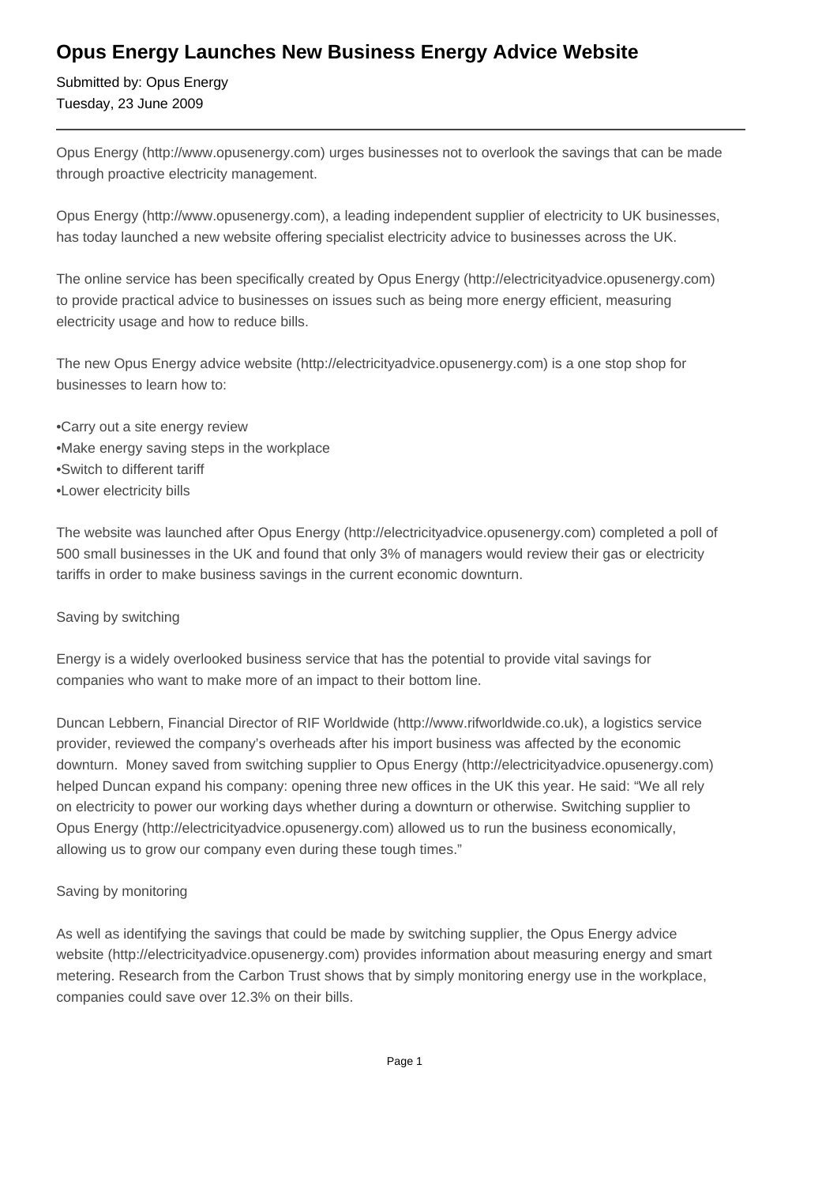# Opus Energy Launches New Business Energy Advice Website

Submitted by: Opus Energy
Tuesday, 23 June 2009

---

Opus Energy (http://www.opusenergy.com) urges businesses not to overlook the savings that can be made through proactive electricity management.

Opus Energy (http://www.opusenergy.com), a leading independent supplier of electricity to UK businesses, has today launched a new website offering specialist electricity advice to businesses across the UK.

The online service has been specifically created by Opus Energy (http://electricityadvice.opusenergy.com) to provide practical advice to businesses on issues such as being more energy efficient, measuring electricity usage and how to reduce bills.

The new Opus Energy advice website (http://electricityadvice.opusenergy.com) is a one stop shop for businesses to learn how to:

- Carry out a site energy review
- Make energy saving steps in the workplace
- Switch to different tariff
- Lower electricity bills

The website was launched after Opus Energy (http://electricityadvice.opusenergy.com) completed a poll of 500 small businesses in the UK and found that only 3% of managers would review their gas or electricity tariffs in order to make business savings in the current economic downturn.

Saving by switching

Energy is a widely overlooked business service that has the potential to provide vital savings for companies who want to make more of an impact to their bottom line.

Duncan Lebbern, Financial Director of RIF Worldwide (http://www.rifworldwide.co.uk), a logistics service provider, reviewed the company's overheads after his import business was affected by the economic downturn. Money saved from switching supplier to Opus Energy (http://electricityadvice.opusenergy.com) helped Duncan expand his company: opening three new offices in the UK this year. He said: "We all rely on electricity to power our working days whether during a downturn or otherwise. Switching supplier to Opus Energy (http://electricityadvice.opusenergy.com) allowed us to run the business economically, allowing us to grow our company even during these tough times."

Saving by monitoring

As well as identifying the savings that could be made by switching supplier, the Opus Energy advice website (http://electricityadvice.opusenergy.com) provides information about measuring energy and smart metering. Research from the Carbon Trust shows that by simply monitoring energy use in the workplace, companies could save over 12.3% on their bills.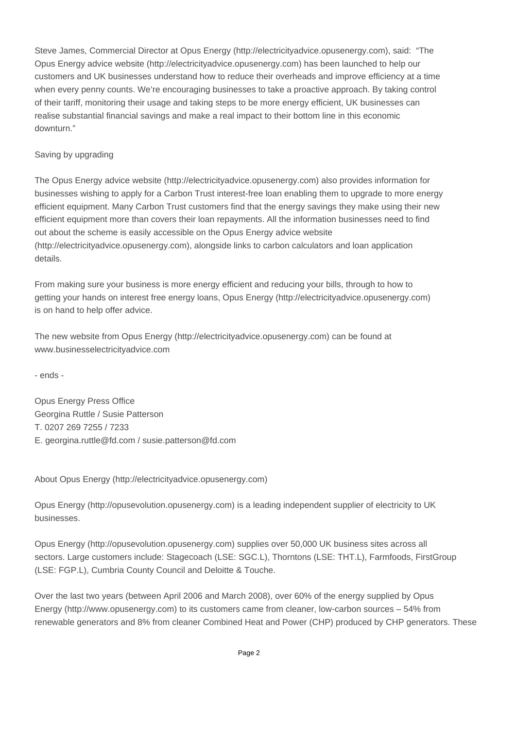Steve James, Commercial Director at Opus Energy (http://electricityadvice.opusenergy.com), said: "The Opus Energy advice website (http://electricityadvice.opusenergy.com) has been launched to help our customers and UK businesses understand how to reduce their overheads and improve efficiency at a time when every penny counts. We're encouraging businesses to take a proactive approach. By taking control of their tariff, monitoring their usage and taking steps to be more energy efficient, UK businesses can realise substantial financial savings and make a real impact to their bottom line in this economic downturn."

Saving by upgrading

The Opus Energy advice website (http://electricityadvice.opusenergy.com) also provides information for businesses wishing to apply for a Carbon Trust interest-free loan enabling them to upgrade to more energy efficient equipment. Many Carbon Trust customers find that the energy savings they make using their new efficient equipment more than covers their loan repayments. All the information businesses need to find out about the scheme is easily accessible on the Opus Energy advice website (http://electricityadvice.opusenergy.com), alongside links to carbon calculators and loan application details.

From making sure your business is more energy efficient and reducing your bills, through to how to getting your hands on interest free energy loans, Opus Energy (http://electricityadvice.opusenergy.com) is on hand to help offer advice.

The new website from Opus Energy (http://electricityadvice.opusenergy.com) can be found at www.businesselectricityadvice.com

- ends -

Opus Energy Press Office
Georgina Ruttle / Susie Patterson
T. 0207 269 7255 / 7233
E. georgina.ruttle@fd.com / susie.patterson@fd.com

About Opus Energy (http://electricityadvice.opusenergy.com)

Opus Energy (http://opusevolution.opusenergy.com) is a leading independent supplier of electricity to UK businesses.

Opus Energy (http://opusevolution.opusenergy.com) supplies over 50,000 UK business sites across all sectors. Large customers include: Stagecoach (LSE: SGC.L), Thorntons (LSE: THT.L), Farmfoods, FirstGroup (LSE: FGP.L), Cumbria County Council and Deloitte & Touche.

Over the last two years (between April 2006 and March 2008), over 60% of the energy supplied by Opus Energy (http://www.opusenergy.com) to its customers came from cleaner, low-carbon sources – 54% from renewable generators and 8% from cleaner Combined Heat and Power (CHP) produced by CHP generators. These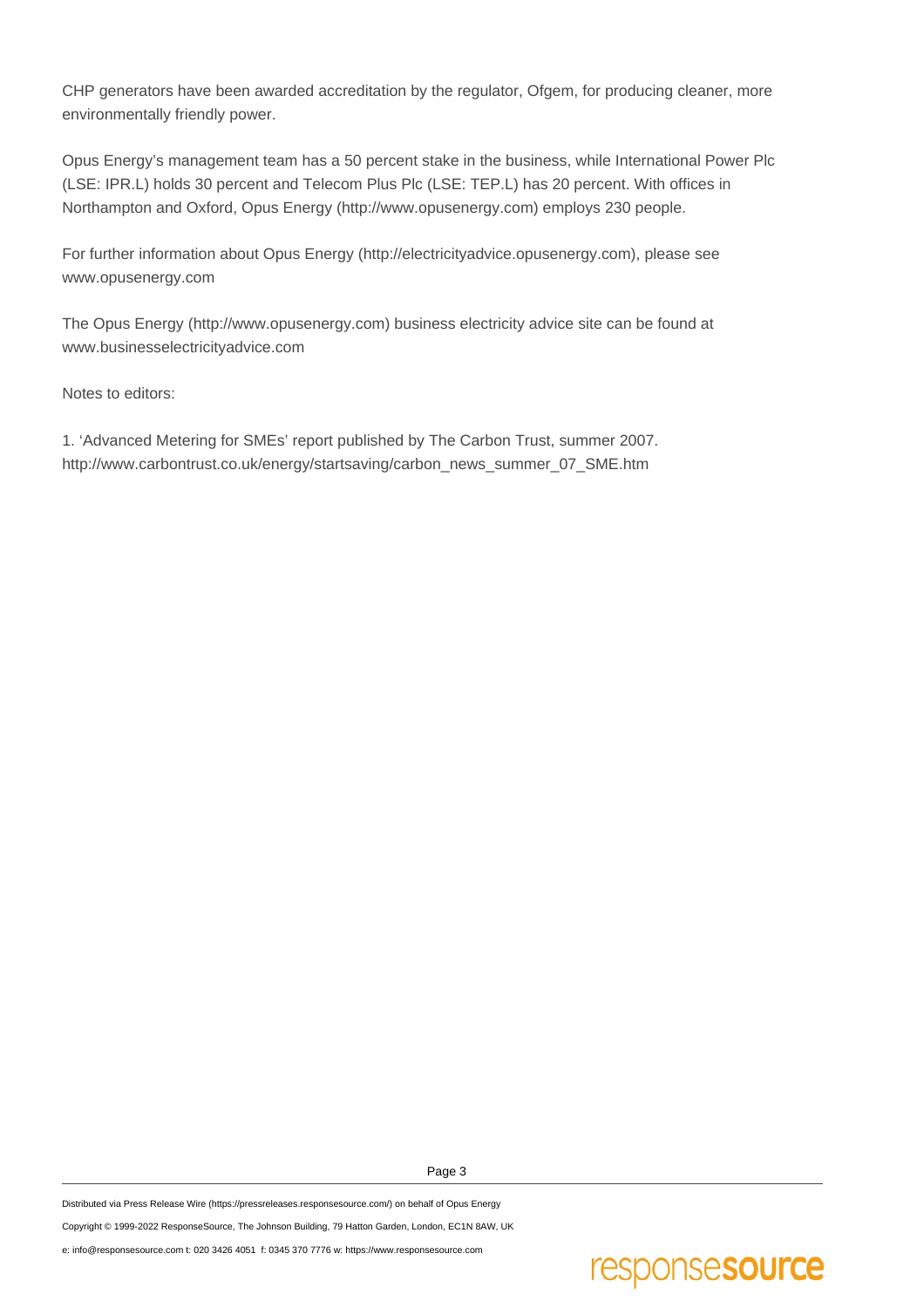CHP generators have been awarded accreditation by the regulator, Ofgem, for producing cleaner, more environmentally friendly power.

Opus Energy's management team has a 50 percent stake in the business, while International Power Plc (LSE: IPR.L) holds 30 percent and Telecom Plus Plc (LSE: TEP.L) has 20 percent. With offices in Northampton and Oxford, Opus Energy (http://www.opusenergy.com) employs 230 people.

For further information about Opus Energy (http://electricityadvice.opusenergy.com), please see www.opusenergy.com

The Opus Energy (http://www.opusenergy.com) business electricity advice site can be found at www.businesselectricityadvice.com

Notes to editors:

1. 'Advanced Metering for SMEs' report published by The Carbon Trust, summer 2007. http://www.carbontrust.co.uk/energy/startsaving/carbon_news_summer_07_SME.htm